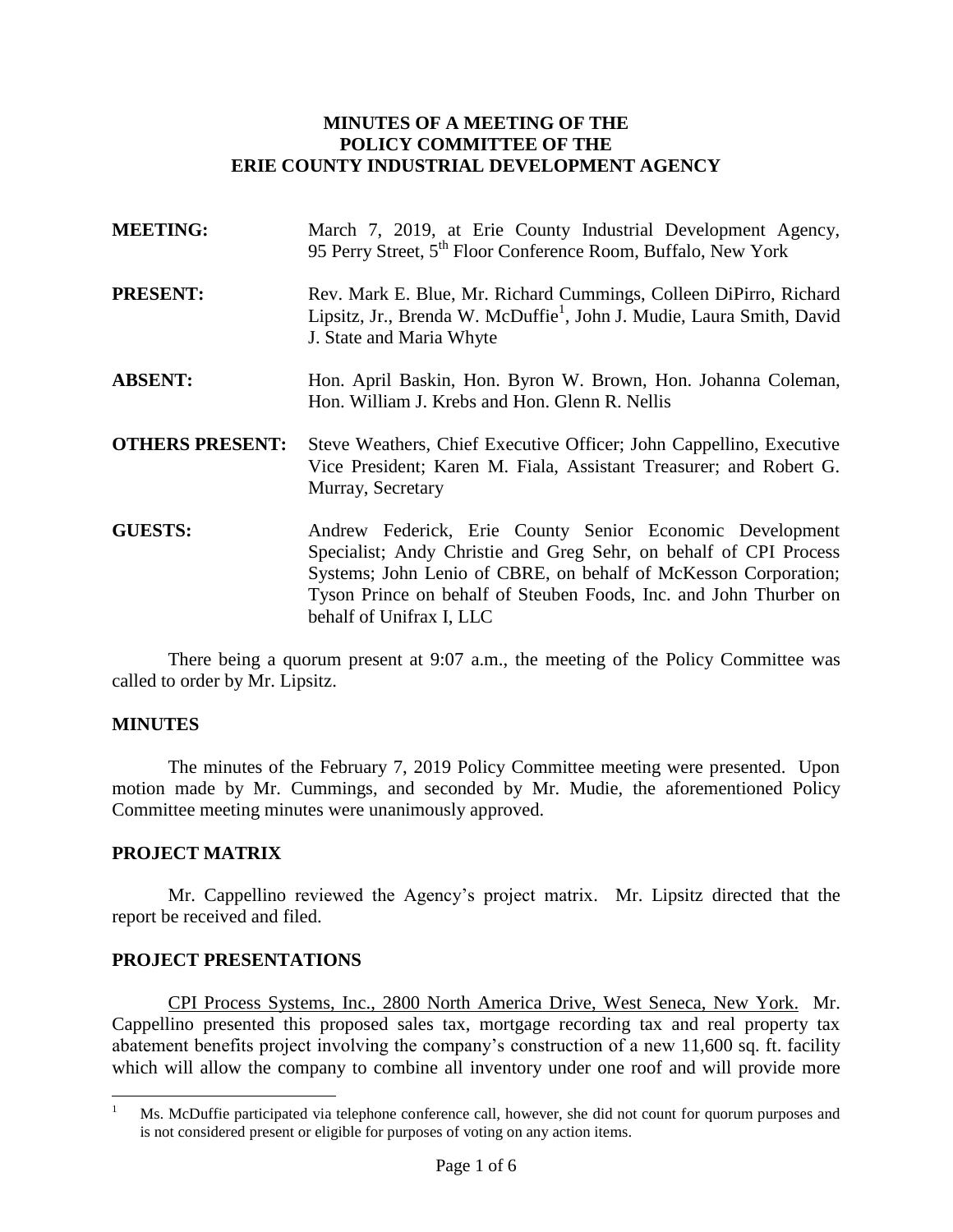# MINUTES OF A MEETING OF THE POLICY COMMITTEE OF THE ERIE COUNTY INDUSTRIAL DEVELOPMENT AGENCY

**MEETING:** March 7, 2019, at Erie County Industrial Development Agency, 95 Perry Street, 5th Floor Conference Room, Buffalo, New York

**PRESENT:** Rev. Mark E. Blue, Mr. Richard Cummings, Colleen DiPirro, Richard Lipsitz, Jr., Brenda W. McDuffie[1], John J. Mudie, Laura Smith, David J. State and Maria Whyte

**ABSENT:** Hon. April Baskin, Hon. Byron W. Brown, Hon. Johanna Coleman, Hon. William J. Krebs and Hon. Glenn R. Nellis

**OTHERS PRESENT:** Steve Weathers, Chief Executive Officer; John Cappellino, Executive Vice President; Karen M. Fiala, Assistant Treasurer; and Robert G. Murray, Secretary

**GUESTS:** Andrew Federick, Erie County Senior Economic Development Specialist; Andy Christie and Greg Sehr, on behalf of CPI Process Systems; John Lenio of CBRE, on behalf of McKesson Corporation; Tyson Prince on behalf of Steuben Foods, Inc. and John Thurber on behalf of Unifrax I, LLC

There being a quorum present at 9:07 a.m., the meeting of the Policy Committee was called to order by Mr. Lipsitz.

## MINUTES

The minutes of the February 7, 2019 Policy Committee meeting were presented. Upon motion made by Mr. Cummings, and seconded by Mr. Mudie, the aforementioned Policy Committee meeting minutes were unanimously approved.

## PROJECT MATRIX

Mr. Cappellino reviewed the Agency's project matrix. Mr. Lipsitz directed that the report be received and filed.

## PROJECT PRESENTATIONS

CPI Process Systems, Inc., 2800 North America Drive, West Seneca, New York. Mr. Cappellino presented this proposed sales tax, mortgage recording tax and real property tax abatement benefits project involving the company's construction of a new 11,600 sq. ft. facility which will allow the company to combine all inventory under one roof and will provide more

[1] Ms. McDuffie participated via telephone conference call, however, she did not count for quorum purposes and is not considered present or eligible for purposes of voting on any action items.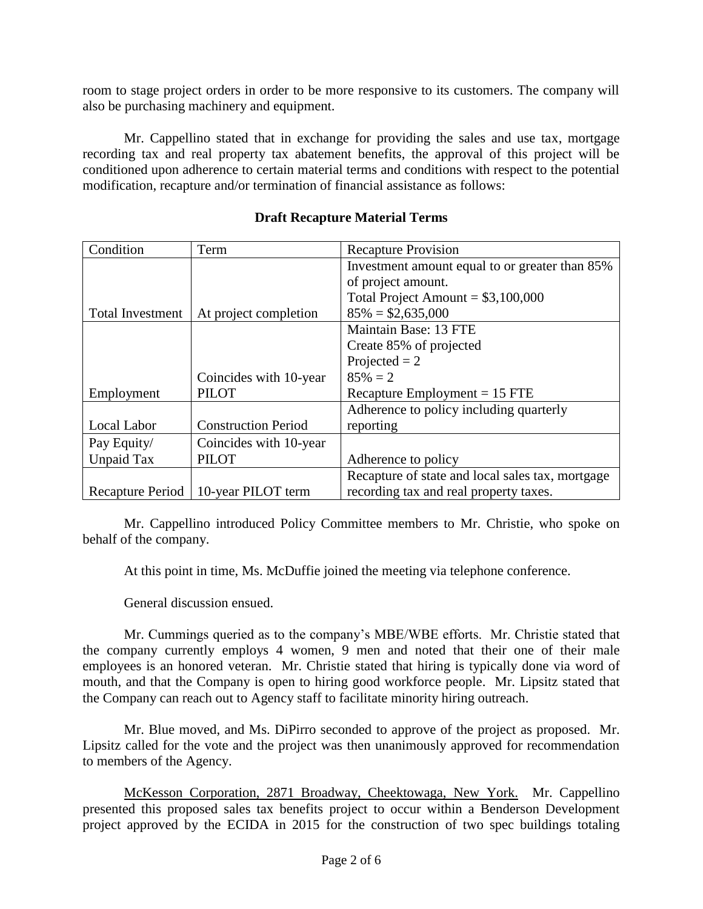room to stage project orders in order to be more responsive to its customers. The company will also be purchasing machinery and equipment.

Mr. Cappellino stated that in exchange for providing the sales and use tax, mortgage recording tax and real property tax abatement benefits, the approval of this project will be conditioned upon adherence to certain material terms and conditions with respect to the potential modification, recapture and/or termination of financial assistance as follows:

**Draft Recapture Material Terms**

| Condition | Term | Recapture Provision |
|---|---|---|
| Total Investment | At project completion | Investment amount equal to or greater than 85% of project amount.<br>Total Project Amount = $3,100,000<br>85% = $2,635,000 |
| Employment | Coincides with 10-year PILOT | Maintain Base: 13 FTE<br>Create 85% of projected<br>Projected = 2<br>85% = 2<br>Recapture Employment = 15 FTE |
| Local Labor | Construction Period | Adherence to policy including quarterly reporting |
| Pay Equity/ Unpaid Tax | Coincides with 10-year PILOT | Adherence to policy |
| Recapture Period | 10-year PILOT term | Recapture of state and local sales tax, mortgage recording tax and real property taxes. |

Mr. Cappellino introduced Policy Committee members to Mr. Christie, who spoke on behalf of the company.

At this point in time, Ms. McDuffie joined the meeting via telephone conference.

General discussion ensued.

Mr. Cummings queried as to the company's MBE/WBE efforts. Mr. Christie stated that the company currently employs 4 women, 9 men and noted that their one of their male employees is an honored veteran. Mr. Christie stated that hiring is typically done via word of mouth, and that the Company is open to hiring good workforce people. Mr. Lipsitz stated that the Company can reach out to Agency staff to facilitate minority hiring outreach.

Mr. Blue moved, and Ms. DiPirro seconded to approve of the project as proposed. Mr. Lipsitz called for the vote and the project was then unanimously approved for recommendation to members of the Agency.

McKesson Corporation, 2871 Broadway, Cheektowaga, New York. Mr. Cappellino presented this proposed sales tax benefits project to occur within a Benderson Development project approved by the ECIDA in 2015 for the construction of two spec buildings totaling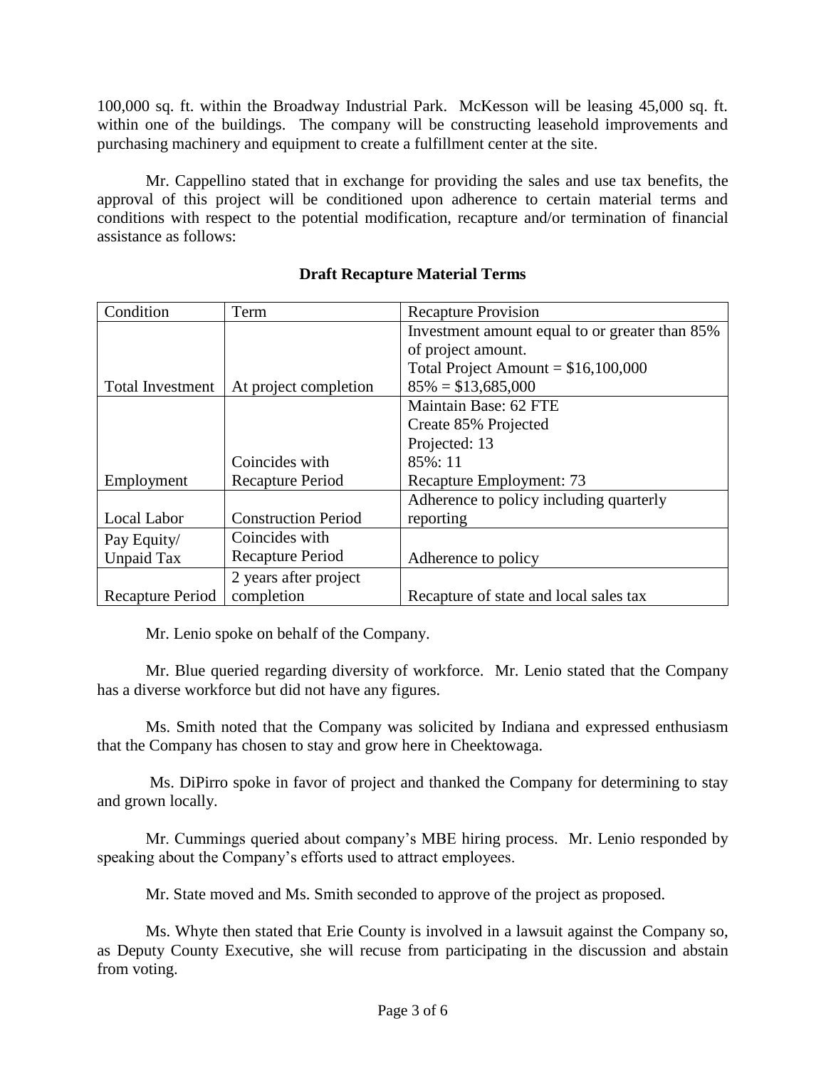100,000 sq. ft. within the Broadway Industrial Park. McKesson will be leasing 45,000 sq. ft. within one of the buildings. The company will be constructing leasehold improvements and purchasing machinery and equipment to create a fulfillment center at the site.

Mr. Cappellino stated that in exchange for providing the sales and use tax benefits, the approval of this project will be conditioned upon adherence to certain material terms and conditions with respect to the potential modification, recapture and/or termination of financial assistance as follows:

**Draft Recapture Material Terms**

| Condition | Term | Recapture Provision |
| --- | --- | --- |
| Total Investment | At project completion | Investment amount equal to or greater than 85% of project amount. Total Project Amount = $16,100,000 85% = $13,685,000 |
| Employment | Coincides with Recapture Period | Maintain Base: 62 FTE Create 85% Projected Projected: 13 85%: 11 Recapture Employment: 73 |
| Local Labor | Construction Period | Adherence to policy including quarterly reporting |
| Pay Equity/ Unpaid Tax | Coincides with Recapture Period | Adherence to policy |
| Recapture Period | 2 years after project completion | Recapture of state and local sales tax |

Mr. Lenio spoke on behalf of the Company.

Mr. Blue queried regarding diversity of workforce. Mr. Lenio stated that the Company has a diverse workforce but did not have any figures.

Ms. Smith noted that the Company was solicited by Indiana and expressed enthusiasm that the Company has chosen to stay and grow here in Cheektowaga.

Ms. DiPirro spoke in favor of project and thanked the Company for determining to stay and grown locally.

Mr. Cummings queried about company's MBE hiring process. Mr. Lenio responded by speaking about the Company's efforts used to attract employees.

Mr. State moved and Ms. Smith seconded to approve of the project as proposed.

Ms. Whyte then stated that Erie County is involved in a lawsuit against the Company so, as Deputy County Executive, she will recuse from participating in the discussion and abstain from voting.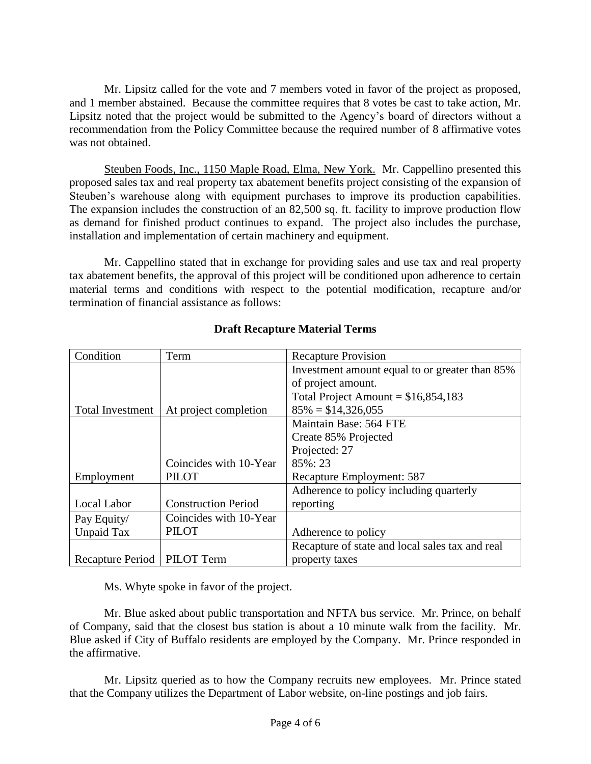Mr. Lipsitz called for the vote and 7 members voted in favor of the project as proposed, and 1 member abstained. Because the committee requires that 8 votes be cast to take action, Mr. Lipsitz noted that the project would be submitted to the Agency's board of directors without a recommendation from the Policy Committee because the required number of 8 affirmative votes was not obtained.

Steuben Foods, Inc., 1150 Maple Road, Elma, New York. Mr. Cappellino presented this proposed sales tax and real property tax abatement benefits project consisting of the expansion of Steuben's warehouse along with equipment purchases to improve its production capabilities. The expansion includes the construction of an 82,500 sq. ft. facility to improve production flow as demand for finished product continues to expand. The project also includes the purchase, installation and implementation of certain machinery and equipment.

Mr. Cappellino stated that in exchange for providing sales and use tax and real property tax abatement benefits, the approval of this project will be conditioned upon adherence to certain material terms and conditions with respect to the potential modification, recapture and/or termination of financial assistance as follows:

**Draft Recapture Material Terms**

| Condition | Term | Recapture Provision |
|---|---|---|
| Total Investment | At project completion | Investment amount equal to or greater than 85% of project amount.<br>Total Project Amount = $16,854,183<br>85% = $14,326,055 |
| Employment | Coincides with 10-Year PILOT | Maintain Base: 564 FTE<br>Create 85% Projected<br>Projected: 27<br>85%: 23<br>Recapture Employment: 587 |
| Local Labor | Construction Period | Adherence to policy including quarterly reporting |
| Pay Equity/ Unpaid Tax | Coincides with 10-Year PILOT | Adherence to policy |
| Recapture Period | PILOT Term | Recapture of state and local sales tax and real property taxes |

Ms. Whyte spoke in favor of the project.

Mr. Blue asked about public transportation and NFTA bus service. Mr. Prince, on behalf of Company, said that the closest bus station is about a 10 minute walk from the facility. Mr. Blue asked if City of Buffalo residents are employed by the Company. Mr. Prince responded in the affirmative.

Mr. Lipsitz queried as to how the Company recruits new employees. Mr. Prince stated that the Company utilizes the Department of Labor website, on-line postings and job fairs.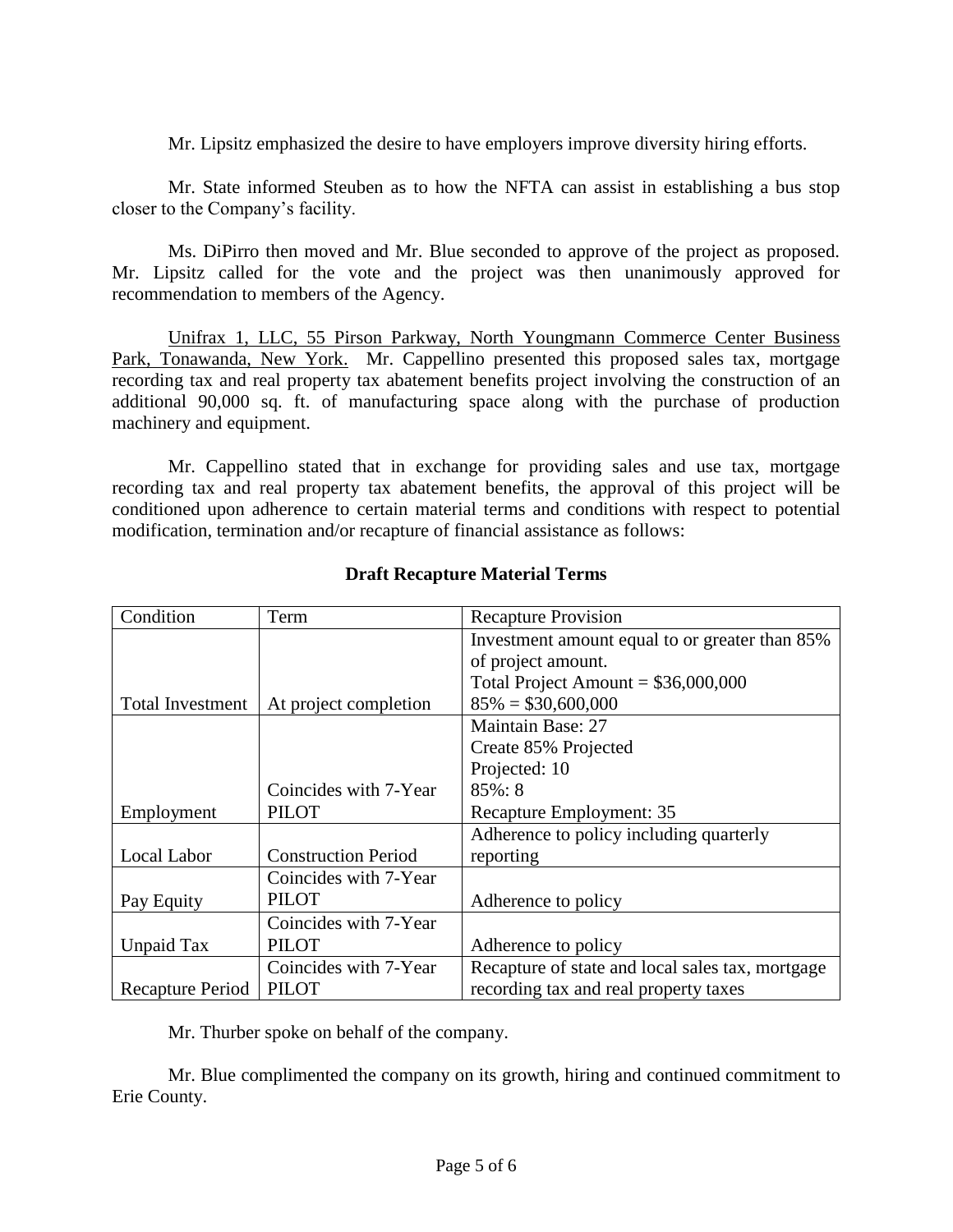Mr. Lipsitz emphasized the desire to have employers improve diversity hiring efforts.

Mr. State informed Steuben as to how the NFTA can assist in establishing a bus stop closer to the Company's facility.

Ms. DiPirro then moved and Mr. Blue seconded to approve of the project as proposed. Mr. Lipsitz called for the vote and the project was then unanimously approved for recommendation to members of the Agency.

<u>Unifrax 1, LLC, 55 Pirson Parkway, North Youngmann Commerce Center Business Park, Tonawanda, New York.</u> Mr. Cappellino presented this proposed sales tax, mortgage recording tax and real property tax abatement benefits project involving the construction of an additional 90,000 sq. ft. of manufacturing space along with the purchase of production machinery and equipment.

Mr. Cappellino stated that in exchange for providing sales and use tax, mortgage recording tax and real property tax abatement benefits, the approval of this project will be conditioned upon adherence to certain material terms and conditions with respect to potential modification, termination and/or recapture of financial assistance as follows:

**Draft Recapture Material Terms**

| Condition | Term | Recapture Provision |
|---|---|---|
| Total Investment | At project completion | Investment amount equal to or greater than 85% of project amount.<br>Total Project Amount = $36,000,000<br>85% = $30,600,000 |
| Employment | Coincides with 7-Year PILOT | Maintain Base: 27<br>Create 85% Projected<br>Projected: 10<br>85%: 8<br>Recapture Employment: 35 |
| Local Labor | Construction Period | Adherence to policy including quarterly reporting |
| Pay Equity | Coincides with 7-Year PILOT | Adherence to policy |
| Unpaid Tax | Coincides with 7-Year PILOT | Adherence to policy |
| Recapture Period | Coincides with 7-Year PILOT | Recapture of state and local sales tax, mortgage recording tax and real property taxes |

Mr. Thurber spoke on behalf of the company.

Mr. Blue complimented the company on its growth, hiring and continued commitment to Erie County.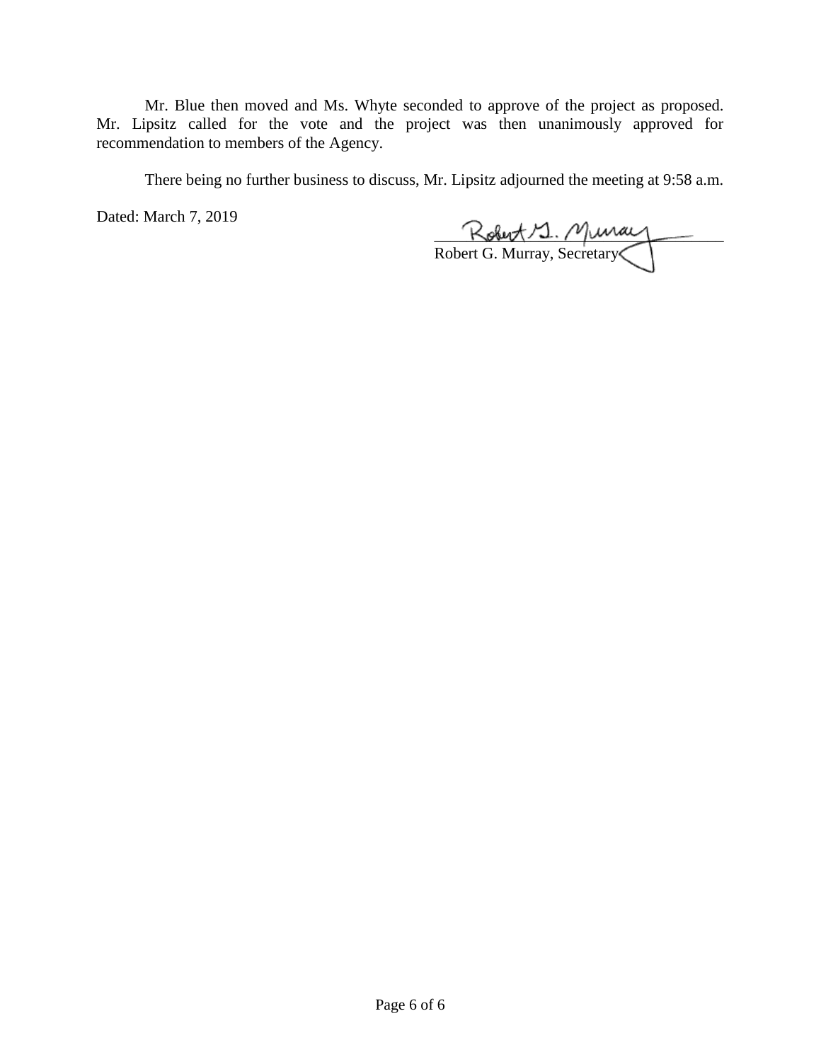Mr. Blue then moved and Ms. Whyte seconded to approve of the project as proposed. Mr. Lipsitz called for the vote and the project was then unanimously approved for recommendation to members of the Agency.

There being no further business to discuss, Mr. Lipsitz adjourned the meeting at 9:58 a.m.

Dated: March 7, 2019

Robert G. Murray, Secretary